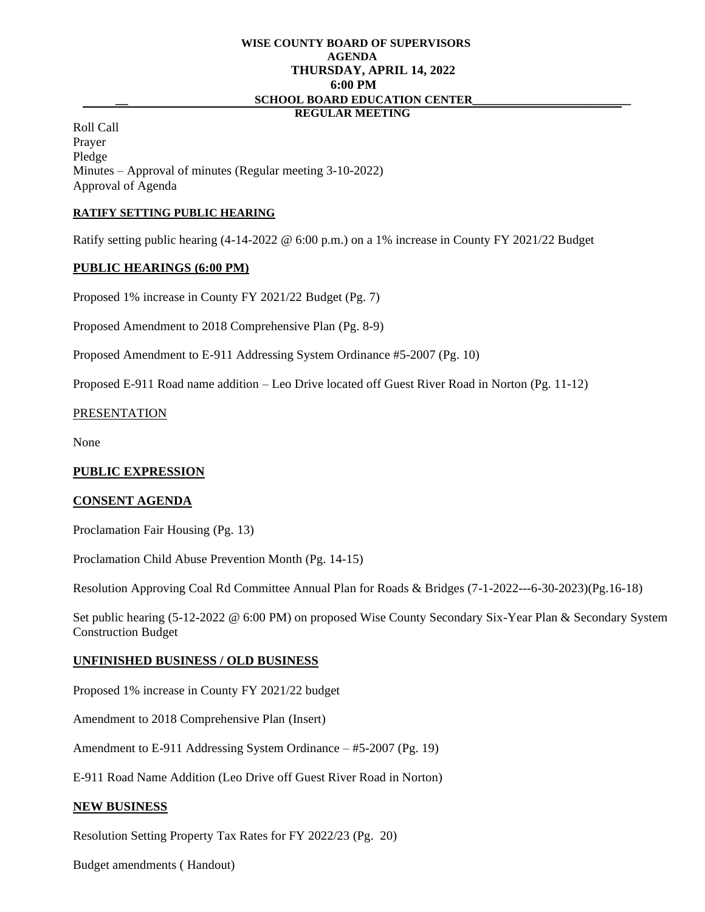**WISE COUNTY BOARD OF SUPERVISORS**
**AGENDA**
**THURSDAY, APRIL 14, 2022**
**6:00 PM**
**SCHOOL BOARD EDUCATION CENTER**
**REGULAR MEETING**

Roll Call
Prayer
Pledge
Minutes – Approval of minutes (Regular meeting 3-10-2022)
Approval of Agenda

**RATIFY SETTING PUBLIC HEARING**

Ratify setting public hearing (4-14-2022 @ 6:00 p.m.) on a 1% increase in County FY 2021/22 Budget

**PUBLIC HEARINGS (6:00 PM)**

Proposed 1% increase in County FY 2021/22 Budget (Pg. 7)

Proposed Amendment to 2018 Comprehensive Plan (Pg. 8-9)

Proposed Amendment to E-911 Addressing System Ordinance #5-2007 (Pg. 10)

Proposed E-911 Road name addition – Leo Drive located off Guest River Road in Norton (Pg. 11-12)

PRESENTATION

None

**PUBLIC EXPRESSION**

**CONSENT AGENDA**

Proclamation Fair Housing (Pg. 13)

Proclamation Child Abuse Prevention Month (Pg. 14-15)

Resolution Approving Coal Rd Committee Annual Plan for Roads & Bridges (7-1-2022---6-30-2023)(Pg.16-18)

Set public hearing (5-12-2022 @ 6:00 PM) on proposed Wise County Secondary Six-Year Plan & Secondary System Construction Budget

**UNFINISHED BUSINESS / OLD BUSINESS**

Proposed 1% increase in County FY 2021/22 budget

Amendment to 2018 Comprehensive Plan (Insert)

Amendment to E-911 Addressing System Ordinance – #5-2007 (Pg. 19)

E-911 Road Name Addition (Leo Drive off Guest River Road in Norton)

**NEW BUSINESS**

Resolution Setting Property Tax Rates for FY 2022/23 (Pg. 20)

Budget amendments ( Handout)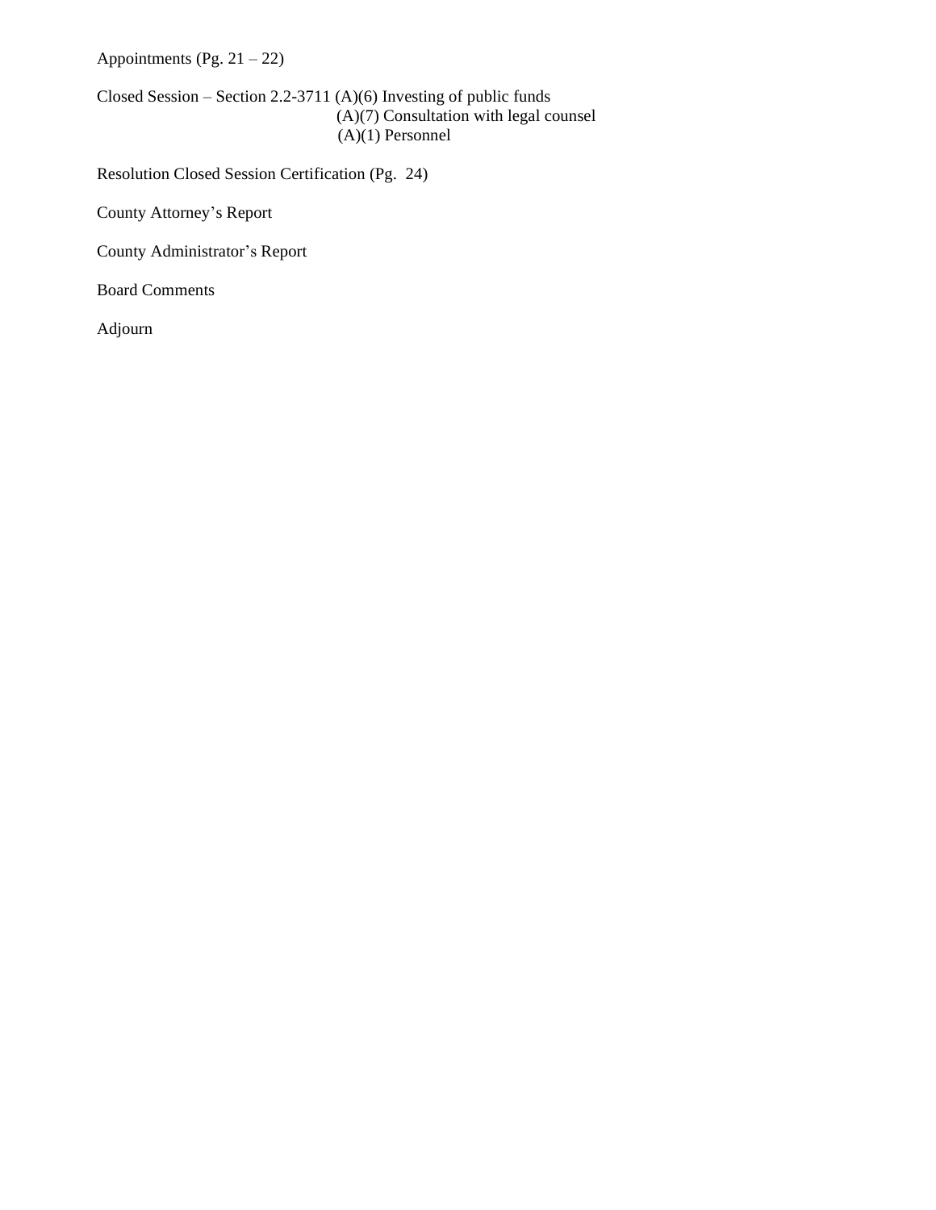Appointments (Pg. 21 – 22)

Closed Session – Section 2.2-3711 (A)(6) Investing of public funds
(A)(7) Consultation with legal counsel
(A)(1) Personnel

Resolution Closed Session Certification (Pg. 24)

County Attorney's Report

County Administrator's Report

Board Comments

Adjourn